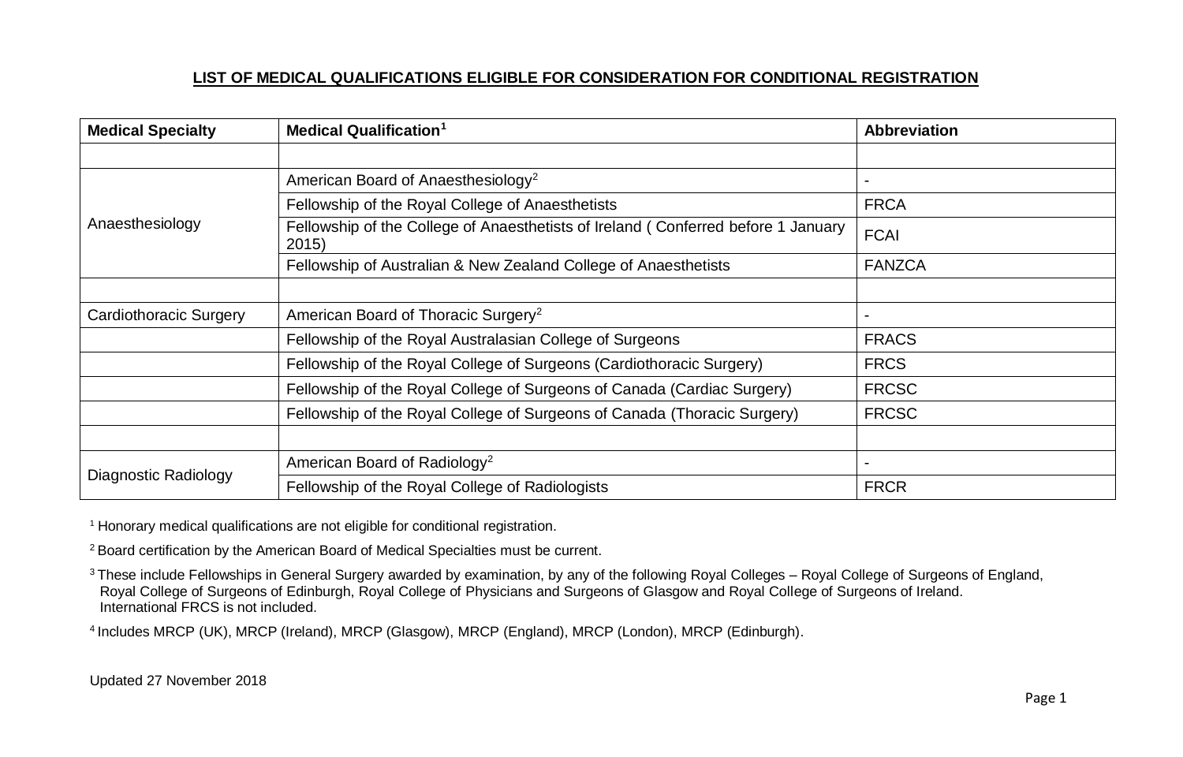## LIST OF MEDICAL QUALIFICATIONS ELIGIBLE FOR CONSIDERATION FOR CONDITIONAL REGISTRATION

| Medical Specialty | Medical Qualification[1] | Abbreviation |
|---|---|---|
| | | |
| Anaesthesiology | American Board of Anaesthesiology[2] | - |
| | Fellowship of the Royal College of Anaesthetists | FRCA |
| | Fellowship of the College of Anaesthetists of Ireland ( Conferred before 1 January 2015) | FCAI |
| | Fellowship of Australian & New Zealand College of Anaesthetists | FANZCA |
| | | |
| Cardiothoracic Surgery | American Board of Thoracic Surgery[2] | - |
| | Fellowship of the Royal Australasian College of Surgeons | FRACS |
| | Fellowship of the Royal College of Surgeons (Cardiothoracic Surgery) | FRCS |
| | Fellowship of the Royal College of Surgeons of Canada (Cardiac Surgery) | FRCSC |
| | Fellowship of the Royal College of Surgeons of Canada (Thoracic Surgery) | FRCSC |
| | | |
| Diagnostic Radiology | American Board of Radiology[2] | - |
| | Fellowship of the Royal College of Radiologists | FRCR |

[1] Honorary medical qualifications are not eligible for conditional registration.

[2] Board certification by the American Board of Medical Specialties must be current.

[3] These include Fellowships in General Surgery awarded by examination, by any of the following Royal Colleges – Royal College of Surgeons of England, Royal College of Surgeons of Edinburgh, Royal College of Physicians and Surgeons of Glasgow and Royal College of Surgeons of Ireland. International FRCS is not included.

[4] Includes MRCP (UK), MRCP (Ireland), MRCP (Glasgow), MRCP (England), MRCP (London), MRCP (Edinburgh).

Updated 27 November 2018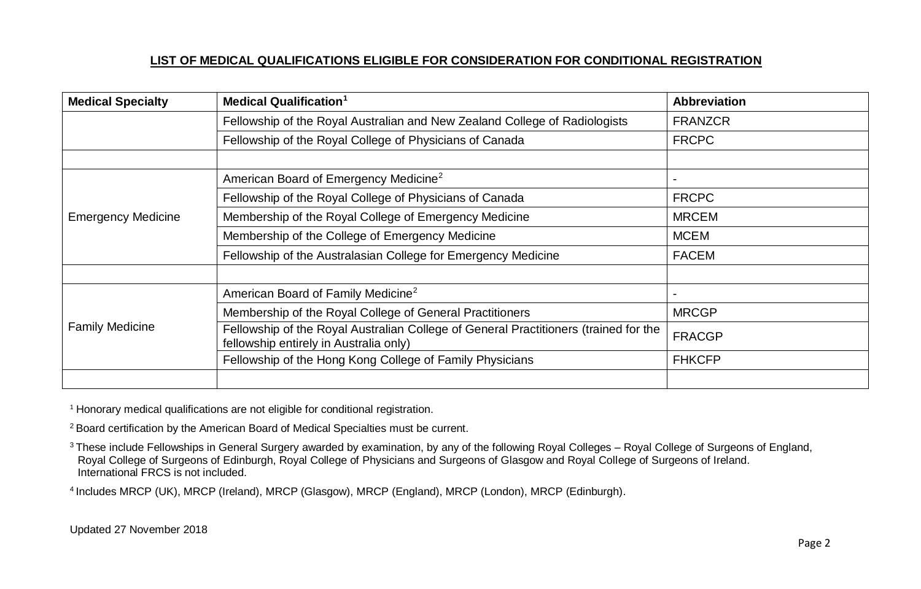## LIST OF MEDICAL QUALIFICATIONS ELIGIBLE FOR CONSIDERATION FOR CONDITIONAL REGISTRATION

| Medical Specialty | Medical Qualification[1] | Abbreviation |
|---|---|---|
| | Fellowship of the Royal Australian and New Zealand College of Radiologists | FRANZCR |
| | Fellowship of the Royal College of Physicians of Canada | FRCPC |
| | | |
| Emergency Medicine | American Board of Emergency Medicine[2] | - |
| | Fellowship of the Royal College of Physicians of Canada | FRCPC |
| | Membership of the Royal College of Emergency Medicine | MRCEM |
| | Membership of the College of Emergency Medicine | MCEM |
| | Fellowship of the Australasian College for Emergency Medicine | FACEM |
| | | |
| Family Medicine | American Board of Family Medicine[2] | - |
| | Membership of the Royal College of General Practitioners | MRCGP |
| | Fellowship of the Royal Australian College of General Practitioners (trained for the fellowship entirely in Australia only) | FRACGP |
| | Fellowship of the Hong Kong College of Family Physicians | FHKCFP |
| | | |

[1] Honorary medical qualifications are not eligible for conditional registration.

[2] Board certification by the American Board of Medical Specialties must be current.

[3] These include Fellowships in General Surgery awarded by examination, by any of the following Royal Colleges – Royal College of Surgeons of England, Royal College of Surgeons of Edinburgh, Royal College of Physicians and Surgeons of Glasgow and Royal College of Surgeons of Ireland. International FRCS is not included.

[4] Includes MRCP (UK), MRCP (Ireland), MRCP (Glasgow), MRCP (England), MRCP (London), MRCP (Edinburgh).

Updated 27 November 2018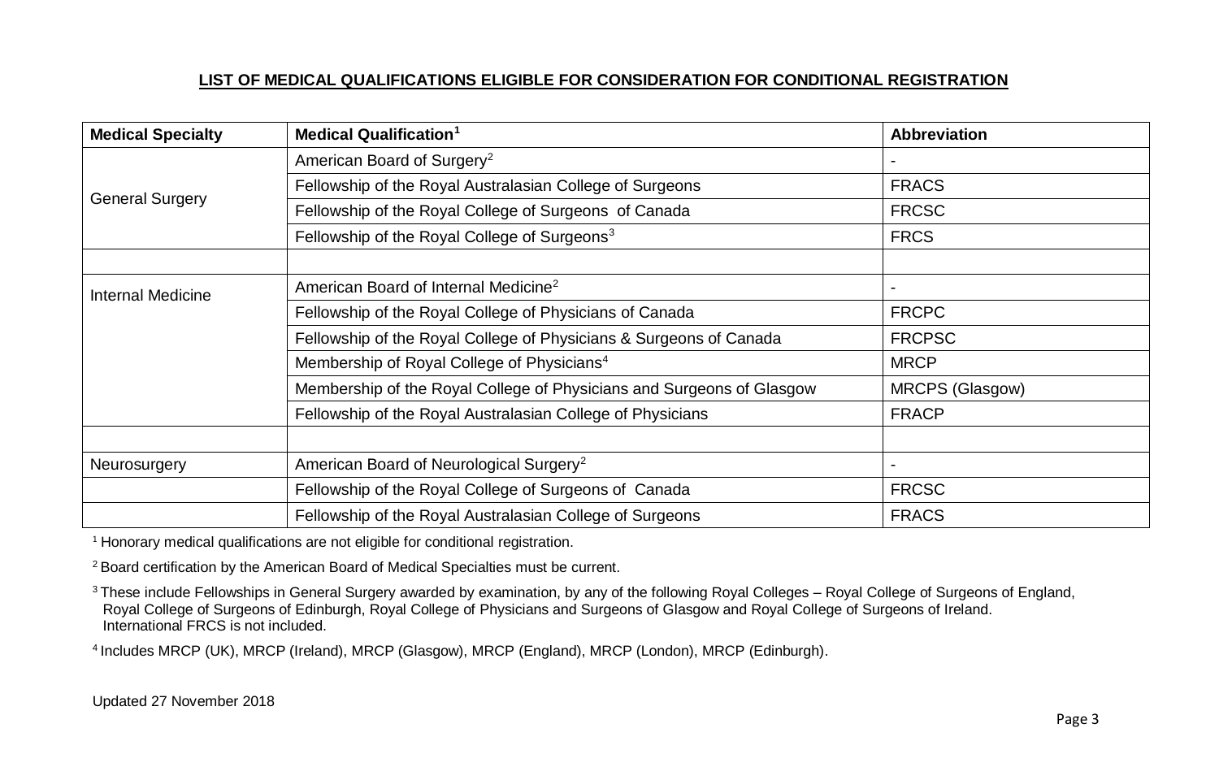**LIST OF MEDICAL QUALIFICATIONS ELIGIBLE FOR CONSIDERATION FOR CONDITIONAL REGISTRATION**

| Medical Specialty | Medical Qualification[1] | Abbreviation |
| --- | --- | --- |
| General Surgery | American Board of Surgery[2] | - |
| | Fellowship of the Royal Australasian College of Surgeons | FRACS |
| | Fellowship of the Royal College of Surgeons of Canada | FRCSC |
| | Fellowship of the Royal College of Surgeons[3] | FRCS |
| | | |
| Internal Medicine | American Board of Internal Medicine[2] | - |
| | Fellowship of the Royal College of Physicians of Canada | FRCPC |
| | Fellowship of the Royal College of Physicians & Surgeons of Canada | FRCPSC |
| | Membership of Royal College of Physicians[4] | MRCP |
| | Membership of the Royal College of Physicians and Surgeons of Glasgow | MRCPS (Glasgow) |
| | Fellowship of the Royal Australasian College of Physicians | FRACP |
| | | |
| Neurosurgery | American Board of Neurological Surgery[2] | - |
| | Fellowship of the Royal College of Surgeons of Canada | FRCSC |
| | Fellowship of the Royal Australasian College of Surgeons | FRACS |

[1] Honorary medical qualifications are not eligible for conditional registration.

[2] Board certification by the American Board of Medical Specialties must be current.

[3] These include Fellowships in General Surgery awarded by examination, by any of the following Royal Colleges – Royal College of Surgeons of England, Royal College of Surgeons of Edinburgh, Royal College of Physicians and Surgeons of Glasgow and Royal College of Surgeons of Ireland. International FRCS is not included.

[4] Includes MRCP (UK), MRCP (Ireland), MRCP (Glasgow), MRCP (England), MRCP (London), MRCP (Edinburgh).

Updated 27 November 2018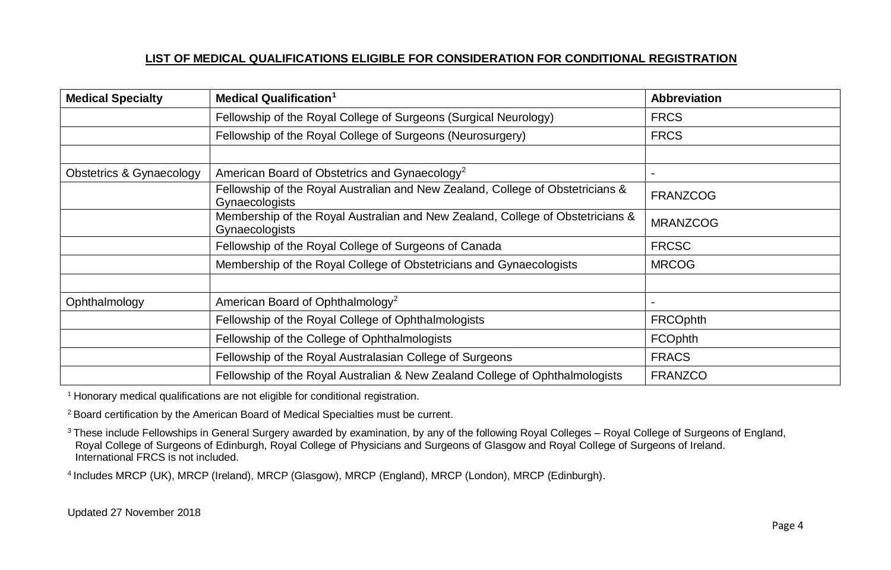## LIST OF MEDICAL QUALIFICATIONS ELIGIBLE FOR CONSIDERATION FOR CONDITIONAL REGISTRATION

| Medical Specialty | Medical Qualification[1] | Abbreviation |
|---|---|---|
| | Fellowship of the Royal College of Surgeons (Surgical Neurology) | FRCS |
| | Fellowship of the Royal College of Surgeons (Neurosurgery) | FRCS |
| | | |
| Obstetrics & Gynaecology | American Board of Obstetrics and Gynaecology[2] | - |
| | Fellowship of the Royal Australian and New Zealand, College of Obstetricians & Gynaecologists | FRANZCOG |
| | Membership of the Royal Australian and New Zealand, College of Obstetricians & Gynaecologists | MRANZCOG |
| | Fellowship of the Royal College of Surgeons of Canada | FRCSC |
| | Membership of the Royal College of Obstetricians and Gynaecologists | MRCOG |
| | | |
| Ophthalmology | American Board of Ophthalmology[2] | - |
| | Fellowship of the Royal College of Ophthalmologists | FRCOphth |
| | Fellowship of the College of Ophthalmologists | FCOphth |
| | Fellowship of the Royal Australasian College of Surgeons | FRACS |
| | Fellowship of the Royal Australian & New Zealand College of Ophthalmologists | FRANZCO |

[1] Honorary medical qualifications are not eligible for conditional registration.

[2] Board certification by the American Board of Medical Specialties must be current.

[3] These include Fellowships in General Surgery awarded by examination, by any of the following Royal Colleges – Royal College of Surgeons of England, Royal College of Surgeons of Edinburgh, Royal College of Physicians and Surgeons of Glasgow and Royal College of Surgeons of Ireland. International FRCS is not included.

[4] Includes MRCP (UK), MRCP (Ireland), MRCP (Glasgow), MRCP (England), MRCP (London), MRCP (Edinburgh).

Updated 27 November 2018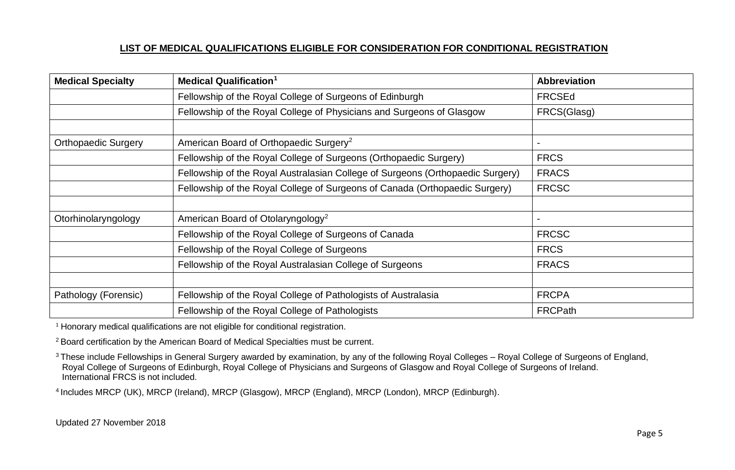## LIST OF MEDICAL QUALIFICATIONS ELIGIBLE FOR CONSIDERATION FOR CONDITIONAL REGISTRATION

| Medical Specialty | Medical Qualification[1] | Abbreviation |
|---|---|---|
| | Fellowship of the Royal College of Surgeons of Edinburgh | FRCSEd |
| | Fellowship of the Royal College of Physicians and Surgeons of Glasgow | FRCS(Glasg) |
| | | |
| Orthopaedic Surgery | American Board of Orthopaedic Surgery[2] | - |
| | Fellowship of the Royal College of Surgeons (Orthopaedic Surgery) | FRCS |
| | Fellowship of the Royal Australasian College of Surgeons (Orthopaedic Surgery) | FRACS |
| | Fellowship of the Royal College of Surgeons of Canada (Orthopaedic Surgery) | FRCSC |
| | | |
| Otorhinolaryngology | American Board of Otolaryngology[2] | - |
| | Fellowship of the Royal College of Surgeons of Canada | FRCSC |
| | Fellowship of the Royal College of Surgeons | FRCS |
| | Fellowship of the Royal Australasian College of Surgeons | FRACS |
| | | |
| Pathology (Forensic) | Fellowship of the Royal College of Pathologists of Australasia | FRCPA |
| | Fellowship of the Royal College of Pathologists | FRCPath |

[1] Honorary medical qualifications are not eligible for conditional registration.

[2] Board certification by the American Board of Medical Specialties must be current.

[3] These include Fellowships in General Surgery awarded by examination, by any of the following Royal Colleges – Royal College of Surgeons of England, Royal College of Surgeons of Edinburgh, Royal College of Physicians and Surgeons of Glasgow and Royal College of Surgeons of Ireland. International FRCS is not included.

[4] Includes MRCP (UK), MRCP (Ireland), MRCP (Glasgow), MRCP (England), MRCP (London), MRCP (Edinburgh).

Updated 27 November 2018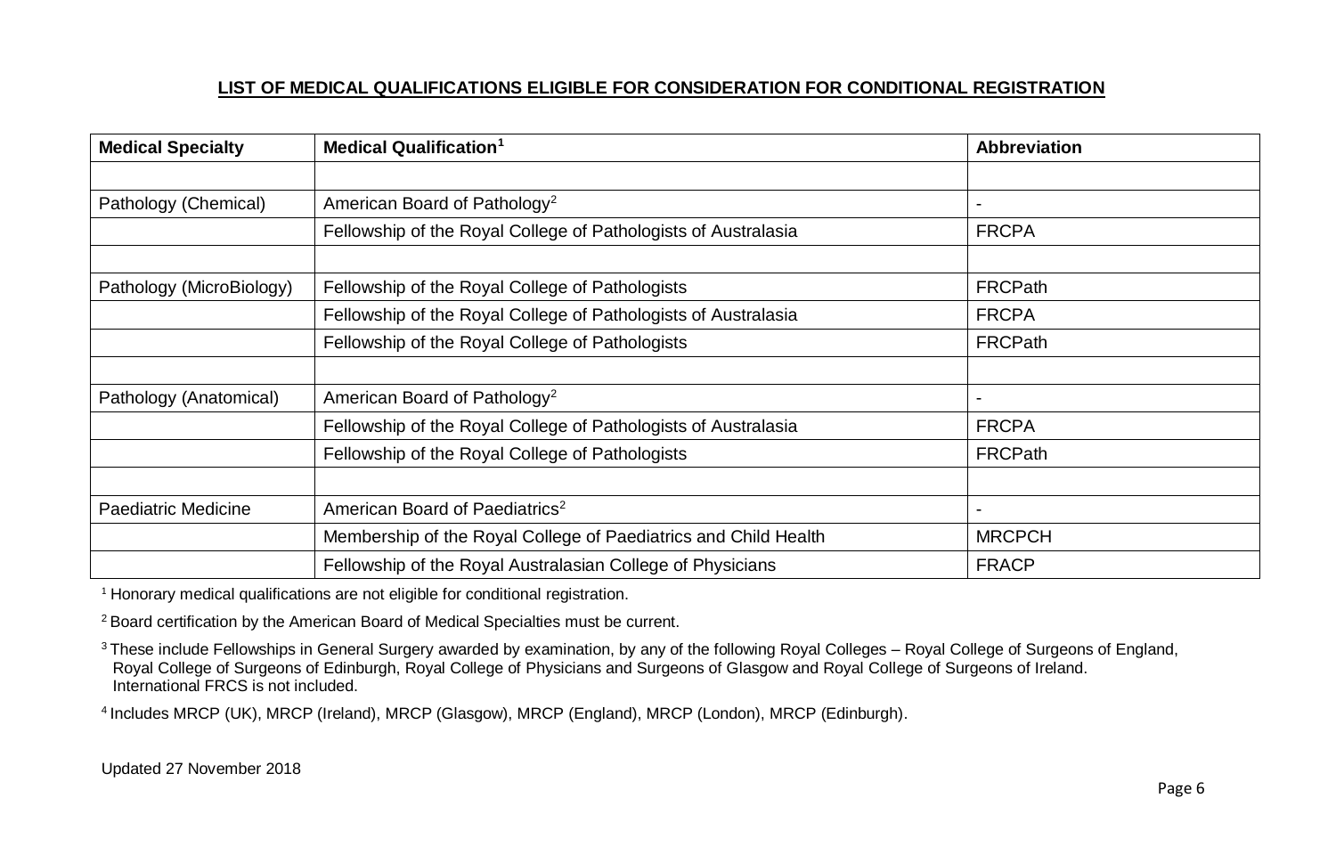**LIST OF MEDICAL QUALIFICATIONS ELIGIBLE FOR CONSIDERATION FOR CONDITIONAL REGISTRATION**

| Medical Specialty | Medical Qualification[1] | Abbreviation |
|---|---|---|
| | | |
| Pathology (Chemical) | American Board of Pathology[2] | - |
| | Fellowship of the Royal College of Pathologists of Australasia | FRCPA |
| | | |
| Pathology (MicroBiology) | Fellowship of the Royal College of Pathologists | FRCPath |
| | Fellowship of the Royal College of Pathologists of Australasia | FRCPA |
| | Fellowship of the Royal College of Pathologists | FRCPath |
| | | |
| Pathology (Anatomical) | American Board of Pathology[2] | - |
| | Fellowship of the Royal College of Pathologists of Australasia | FRCPA |
| | Fellowship of the Royal College of Pathologists | FRCPath |
| | | |
| Paediatric Medicine | American Board of Paediatrics[2] | - |
| | Membership of the Royal College of Paediatrics and Child Health | MRCPCH |
| | Fellowship of the Royal Australasian College of Physicians | FRACP |

[1] Honorary medical qualifications are not eligible for conditional registration.

[2] Board certification by the American Board of Medical Specialties must be current.

[3] These include Fellowships in General Surgery awarded by examination, by any of the following Royal Colleges – Royal College of Surgeons of England, Royal College of Surgeons of Edinburgh, Royal College of Physicians and Surgeons of Glasgow and Royal College of Surgeons of Ireland. International FRCS is not included.

[4] Includes MRCP (UK), MRCP (Ireland), MRCP (Glasgow), MRCP (England), MRCP (London), MRCP (Edinburgh).

Updated 27 November 2018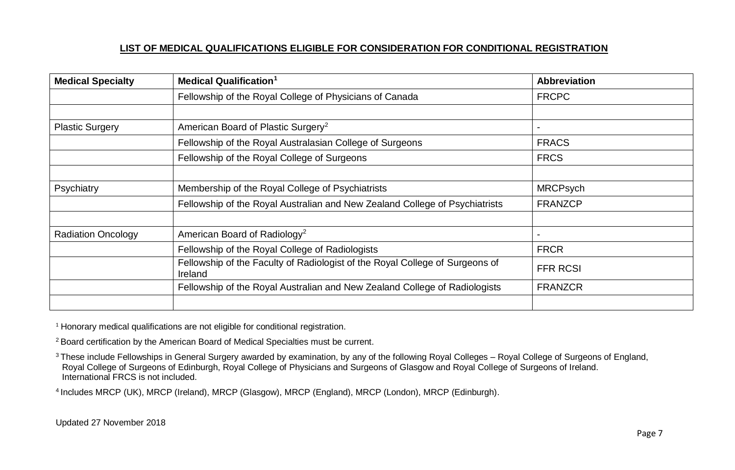**LIST OF MEDICAL QUALIFICATIONS ELIGIBLE FOR CONSIDERATION FOR CONDITIONAL REGISTRATION**

| Medical Specialty | Medical Qualification[1] | Abbreviation |
|---|---|---|
| | Fellowship of the Royal College of Physicians of Canada | FRCPC |
| | | |
| Plastic Surgery | American Board of Plastic Surgery[2] | - |
| | Fellowship of the Royal Australasian College of Surgeons | FRACS |
| | Fellowship of the Royal College of Surgeons | FRCS |
| | | |
| Psychiatry | Membership of the Royal College of Psychiatrists | MRCPsych |
| | Fellowship of the Royal Australian and New Zealand College of Psychiatrists | FRANZCP |
| | | |
| Radiation Oncology | American Board of Radiology[2] | - |
| | Fellowship of the Royal College of Radiologists | FRCR |
| | Fellowship of the Faculty of Radiologist of the Royal College of Surgeons of Ireland | FFR RCSI |
| | Fellowship of the Royal Australian and New Zealand College of Radiologists | FRANZCR |
| | | |

[1] Honorary medical qualifications are not eligible for conditional registration.

[2] Board certification by the American Board of Medical Specialties must be current.

[3] These include Fellowships in General Surgery awarded by examination, by any of the following Royal Colleges – Royal College of Surgeons of England, Royal College of Surgeons of Edinburgh, Royal College of Physicians and Surgeons of Glasgow and Royal College of Surgeons of Ireland. International FRCS is not included.

[4] Includes MRCP (UK), MRCP (Ireland), MRCP (Glasgow), MRCP (England), MRCP (London), MRCP (Edinburgh).

Updated 27 November 2018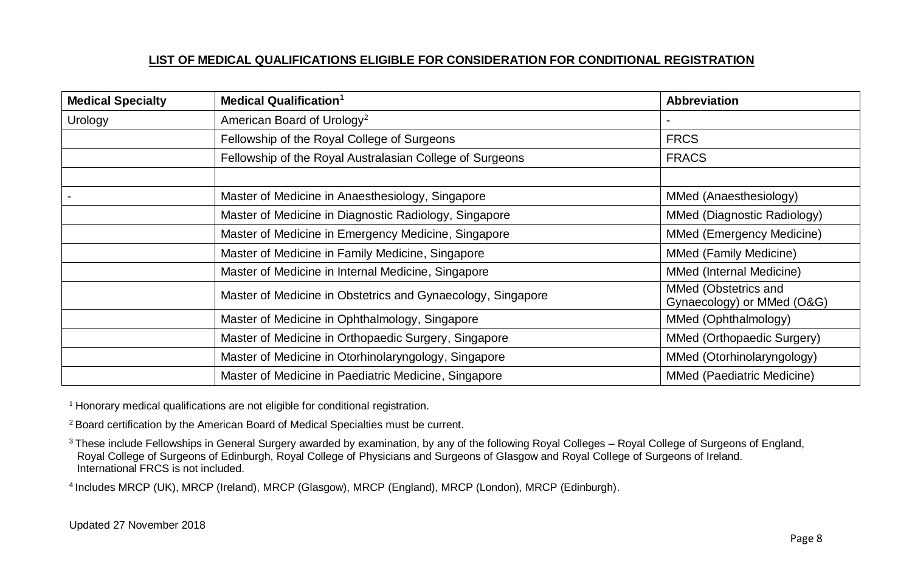**LIST OF MEDICAL QUALIFICATIONS ELIGIBLE FOR CONSIDERATION FOR CONDITIONAL REGISTRATION**

| Medical Specialty | Medical Qualification[1] | Abbreviation |
|---|---|---|
| Urology | American Board of Urology[2] | - |
| | Fellowship of the Royal College of Surgeons | FRCS |
| | Fellowship of the Royal Australasian College of Surgeons | FRACS |
| | | |
| - | Master of Medicine in Anaesthesiology, Singapore | MMed (Anaesthesiology) |
| | Master of Medicine in Diagnostic Radiology, Singapore | MMed (Diagnostic Radiology) |
| | Master of Medicine in Emergency Medicine, Singapore | MMed (Emergency Medicine) |
| | Master of Medicine in Family Medicine, Singapore | MMed (Family Medicine) |
| | Master of Medicine in Internal Medicine, Singapore | MMed (Internal Medicine) |
| | Master of Medicine in Obstetrics and Gynaecology, Singapore | MMed (Obstetrics and Gynaecology) or MMed (O&G) |
| | Master of Medicine in Ophthalmology, Singapore | MMed (Ophthalmology) |
| | Master of Medicine in Orthopaedic Surgery, Singapore | MMed (Orthopaedic Surgery) |
| | Master of Medicine in Otorhinolaryngology, Singapore | MMed (Otorhinolaryngology) |
| | Master of Medicine in Paediatric Medicine, Singapore | MMed (Paediatric Medicine) |

[1] Honorary medical qualifications are not eligible for conditional registration.

[2] Board certification by the American Board of Medical Specialties must be current.

[3] These include Fellowships in General Surgery awarded by examination, by any of the following Royal Colleges – Royal College of Surgeons of England, Royal College of Surgeons of Edinburgh, Royal College of Physicians and Surgeons of Glasgow and Royal College of Surgeons of Ireland. International FRCS is not included.

[4] Includes MRCP (UK), MRCP (Ireland), MRCP (Glasgow), MRCP (England), MRCP (London), MRCP (Edinburgh).

Updated 27 November 2018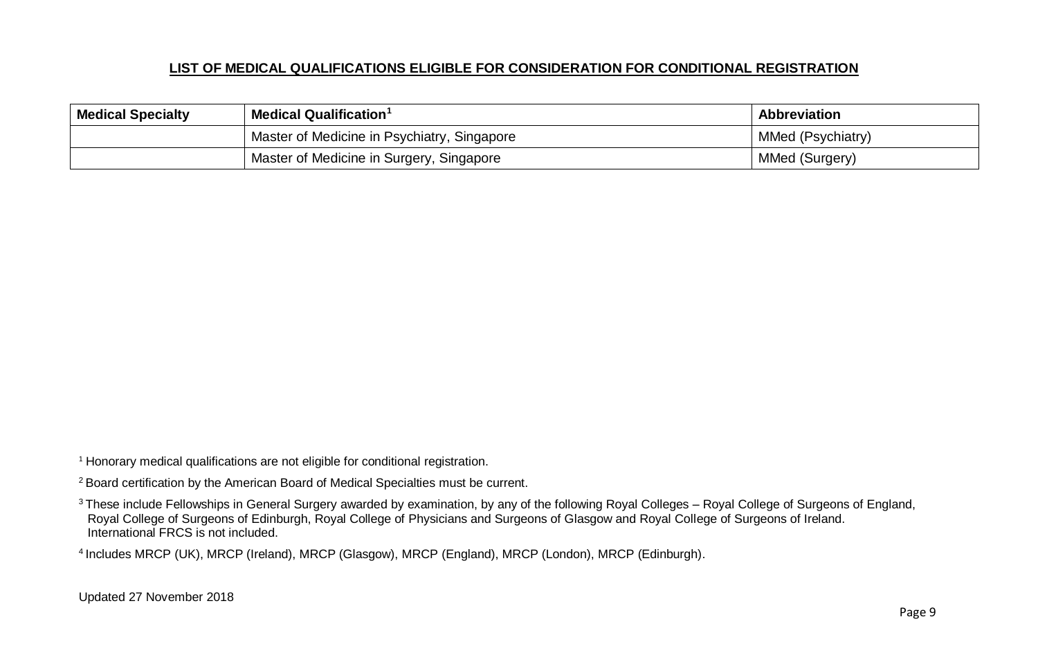**LIST OF MEDICAL QUALIFICATIONS ELIGIBLE FOR CONSIDERATION FOR CONDITIONAL REGISTRATION**

| Medical Specialty | Medical Qualification[1] | Abbreviation |
|---|---|---|
| | Master of Medicine in Psychiatry, Singapore | MMed (Psychiatry) |
| | Master of Medicine in Surgery, Singapore | MMed (Surgery) |

[1] Honorary medical qualifications are not eligible for conditional registration.

[2] Board certification by the American Board of Medical Specialties must be current.

[3] These include Fellowships in General Surgery awarded by examination, by any of the following Royal Colleges – Royal College of Surgeons of England, Royal College of Surgeons of Edinburgh, Royal College of Physicians and Surgeons of Glasgow and Royal College of Surgeons of Ireland. International FRCS is not included.

[4] Includes MRCP (UK), MRCP (Ireland), MRCP (Glasgow), MRCP (England), MRCP (London), MRCP (Edinburgh).

Updated 27 November 2018